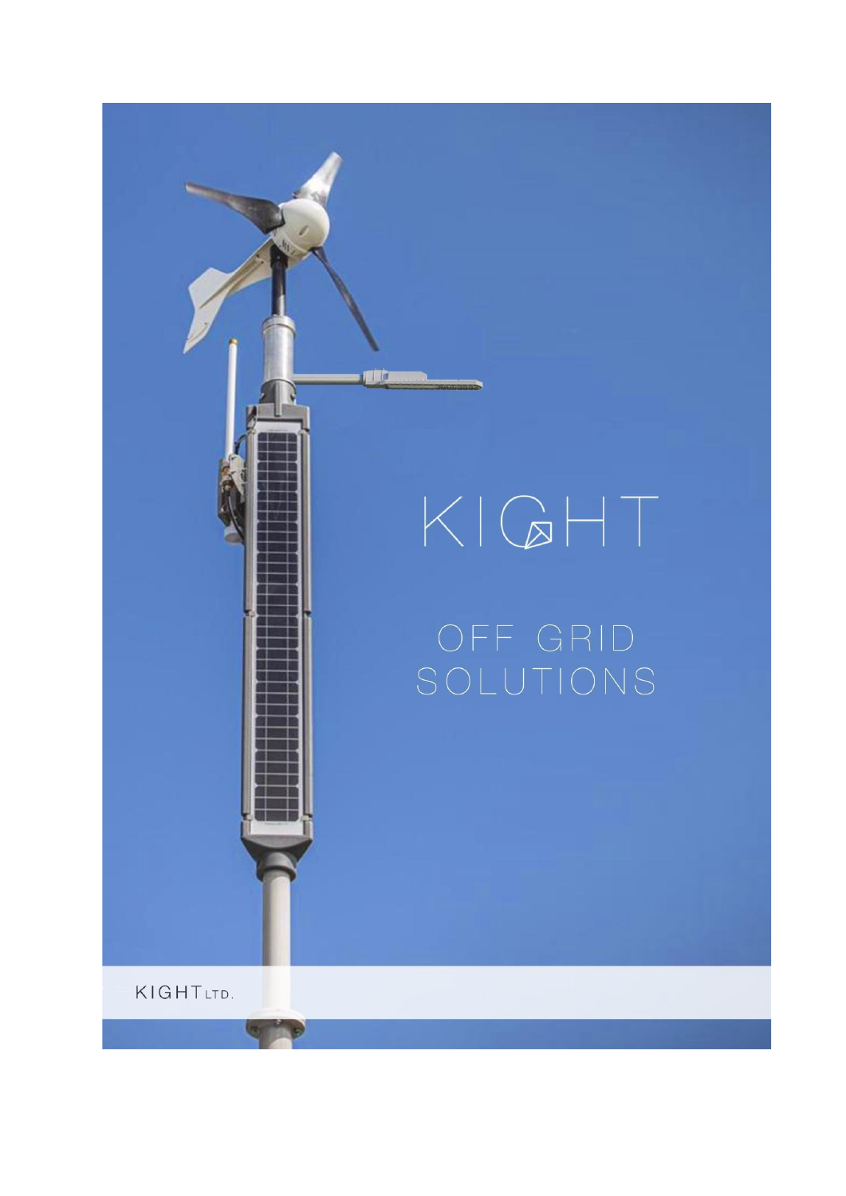# KIGHT

## OFF GRID SOLUTIONS

KIGHT LTD.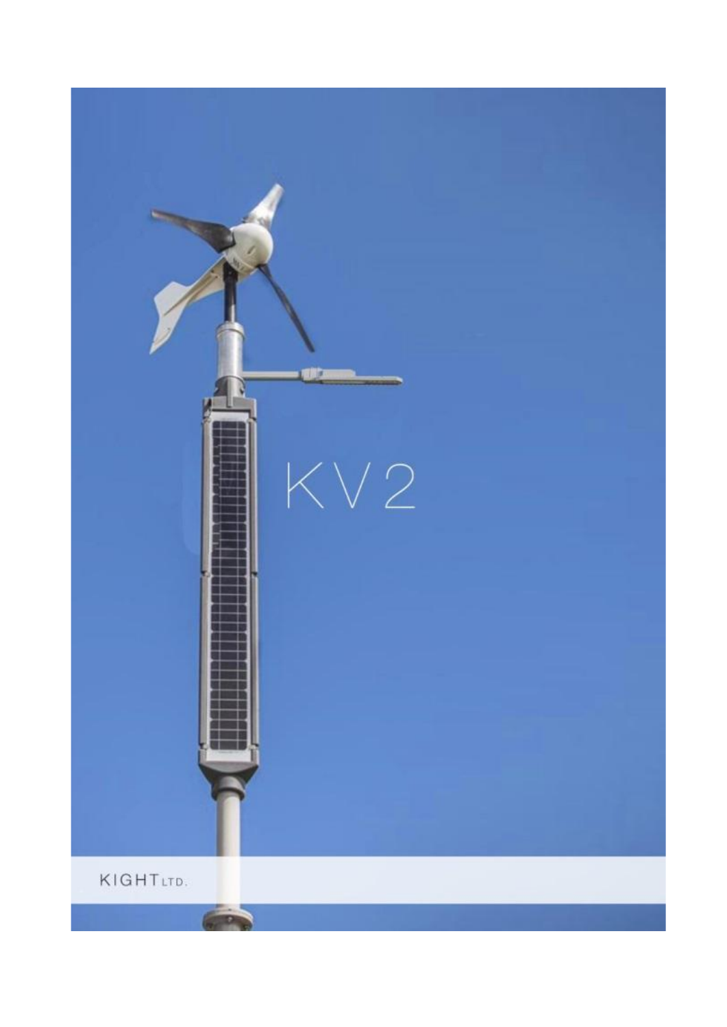# KV2

KIGHT LTD.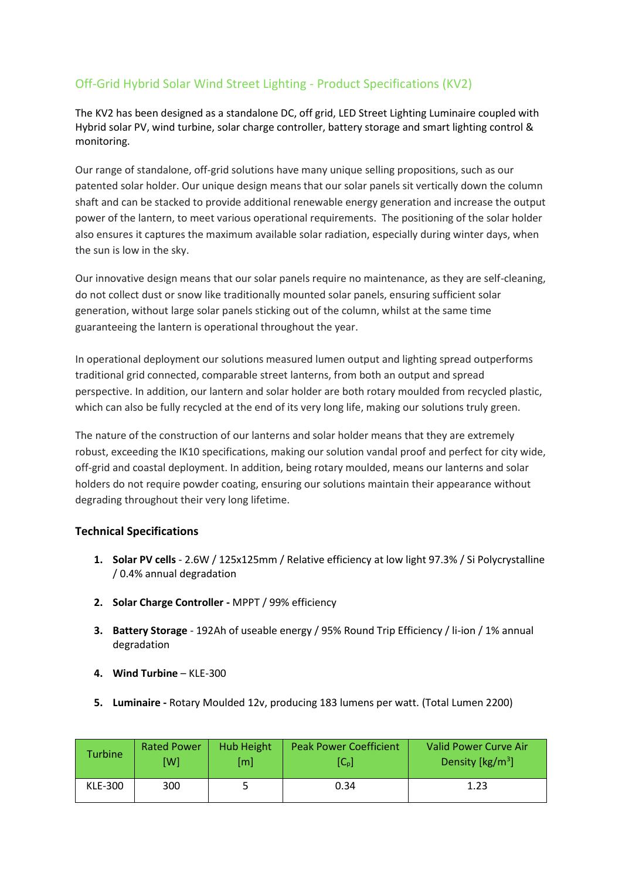## Off-Grid Hybrid Solar Wind Street Lighting - Product Specifications (KV2)

The KV2 has been designed as a standalone DC, off grid, LED Street Lighting Luminaire coupled with Hybrid solar PV, wind turbine, solar charge controller, battery storage and smart lighting control & monitoring.

Our range of standalone, off-grid solutions have many unique selling propositions, such as our patented solar holder. Our unique design means that our solar panels sit vertically down the column shaft and can be stacked to provide additional renewable energy generation and increase the output power of the lantern, to meet various operational requirements. The positioning of the solar holder also ensures it captures the maximum available solar radiation, especially during winter days, when the sun is low in the sky.

Our innovative design means that our solar panels require no maintenance, as they are self-cleaning, do not collect dust or snow like traditionally mounted solar panels, ensuring sufficient solar generation, without large solar panels sticking out of the column, whilst at the same time guaranteeing the lantern is operational throughout the year.

In operational deployment our solutions measured lumen output and lighting spread outperforms traditional grid connected, comparable street lanterns, from both an output and spread perspective. In addition, our lantern and solar holder are both rotary moulded from recycled plastic, which can also be fully recycled at the end of its very long life, making our solutions truly green.

The nature of the construction of our lanterns and solar holder means that they are extremely robust, exceeding the IK10 specifications, making our solution vandal proof and perfect for city wide, off-grid and coastal deployment. In addition, being rotary moulded, means our lanterns and solar holders do not require powder coating, ensuring our solutions maintain their appearance without degrading throughout their very long lifetime.

### Technical Specifications

1. **Solar PV cells** - 2.6W / 125x125mm / Relative efficiency at low light 97.3% / Si Polycrystalline / 0.4% annual degradation
2. **Solar Charge Controller -** MPPT / 99% efficiency
3. **Battery Storage** - 192Ah of useable energy / 95% Round Trip Efficiency / li-ion / 1% annual degradation
4. **Wind Turbine** – KLE-300
5. **Luminaire -** Rotary Moulded 12v, producing 183 lumens per watt. (Total Lumen 2200)

| Turbine | Rated Power [W] | Hub Height [m] | Peak Power Coefficient [$C_p$] | Valid Power Curve Air Density [kg/m$^3$] |
|---|---|---|---|---|
| KLE-300 | 300 | 5 | 0.34 | 1.23 |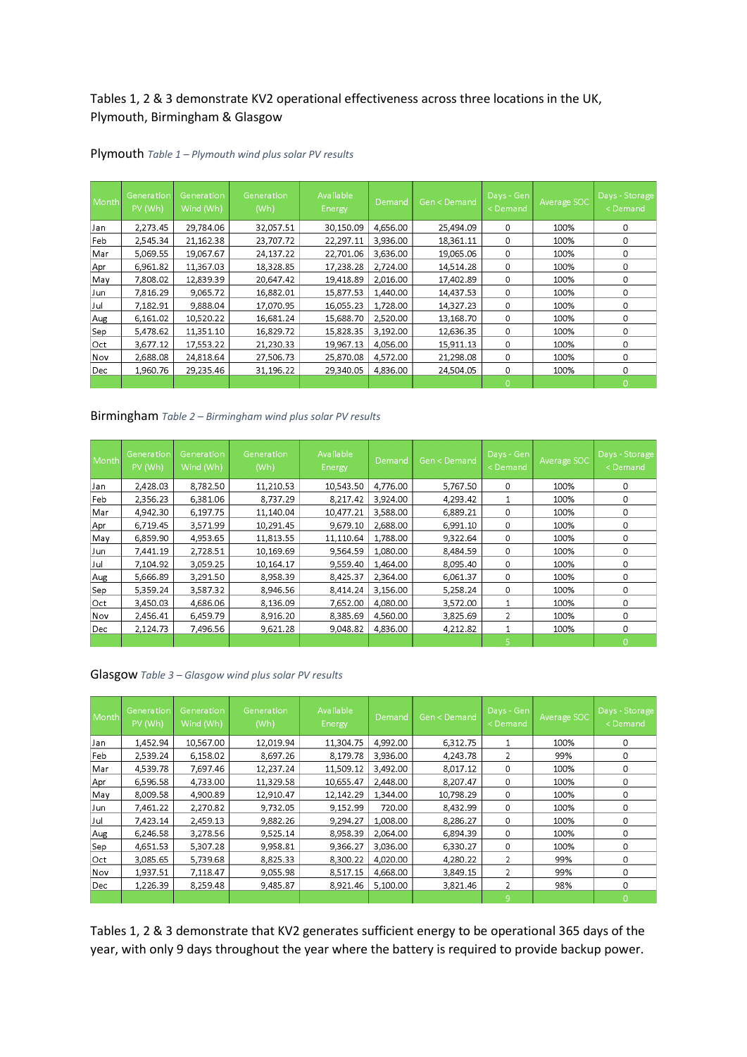Tables 1, 2 & 3 demonstrate KV2 operational effectiveness across three locations in the UK, Plymouth, Birmingham & Glasgow

Plymouth *Table 1 – Plymouth wind plus solar PV results*

| Month | Generation PV (Wh) | Generation Wind (Wh) | Generation (Wh) | Available Energy | Demand | Gen < Demand | Days - Gen < Demand | Average SOC | Days - Storage < Demand |
|---|---|---|---|---|---|---|---|---|---|
| Jan | 2,273.45 | 29,784.06 | 32,057.51 | 30,150.09 | 4,656.00 | 25,494.09 | 0 | 100% | 0 |
| Feb | 2,545.34 | 21,162.38 | 23,707.72 | 22,297.11 | 3,936.00 | 18,361.11 | 0 | 100% | 0 |
| Mar | 5,069.55 | 19,067.67 | 24,137.22 | 22,701.06 | 3,636.00 | 19,065.06 | 0 | 100% | 0 |
| Apr | 6,961.82 | 11,367.03 | 18,328.85 | 17,238.28 | 2,724.00 | 14,514.28 | 0 | 100% | 0 |
| May | 7,808.02 | 12,839.39 | 20,647.42 | 19,418.89 | 2,016.00 | 17,402.89 | 0 | 100% | 0 |
| Jun | 7,816.29 | 9,065.72 | 16,882.01 | 15,877.53 | 1,440.00 | 14,437.53 | 0 | 100% | 0 |
| Jul | 7,182.91 | 9,888.04 | 17,070.95 | 16,055.23 | 1,728.00 | 14,327.23 | 0 | 100% | 0 |
| Aug | 6,161.02 | 10,520.22 | 16,681.24 | 15,688.70 | 2,520.00 | 13,168.70 | 0 | 100% | 0 |
| Sep | 5,478.62 | 11,351.10 | 16,829.72 | 15,828.35 | 3,192.00 | 12,636.35 | 0 | 100% | 0 |
| Oct | 3,677.12 | 17,553.22 | 21,230.33 | 19,967.13 | 4,056.00 | 15,911.13 | 0 | 100% | 0 |
| Nov | 2,688.08 | 24,818.64 | 27,506.73 | 25,870.08 | 4,572.00 | 21,298.08 | 0 | 100% | 0 |
| Dec | 1,960.76 | 29,235.46 | 31,196.22 | 29,340.05 | 4,836.00 | 24,504.05 | 0 | 100% | 0 |
| | | | | | | | 0 | | 0 |

Birmingham *Table 2 – Birmingham wind plus solar PV results*

| Month | Generation PV (Wh) | Generation Wind (Wh) | Generation (Wh) | Available Energy | Demand | Gen < Demand | Days - Gen < Demand | Average SOC | Days - Storage < Demand |
|---|---|---|---|---|---|---|---|---|---|
| Jan | 2,428.03 | 8,782.50 | 11,210.53 | 10,543.50 | 4,776.00 | 5,767.50 | 0 | 100% | 0 |
| Feb | 2,356.23 | 6,381.06 | 8,737.29 | 8,217.42 | 3,924.00 | 4,293.42 | 1 | 100% | 0 |
| Mar | 4,942.30 | 6,197.75 | 11,140.04 | 10,477.21 | 3,588.00 | 6,889.21 | 0 | 100% | 0 |
| Apr | 6,719.45 | 3,571.99 | 10,291.45 | 9,679.10 | 2,688.00 | 6,991.10 | 0 | 100% | 0 |
| May | 6,859.90 | 4,953.65 | 11,813.55 | 11,110.64 | 1,788.00 | 9,322.64 | 0 | 100% | 0 |
| Jun | 7,441.19 | 2,728.51 | 10,169.69 | 9,564.59 | 1,080.00 | 8,484.59 | 0 | 100% | 0 |
| Jul | 7,104.92 | 3,059.25 | 10,164.17 | 9,559.40 | 1,464.00 | 8,095.40 | 0 | 100% | 0 |
| Aug | 5,666.89 | 3,291.50 | 8,958.39 | 8,425.37 | 2,364.00 | 6,061.37 | 0 | 100% | 0 |
| Sep | 5,359.24 | 3,587.32 | 8,946.56 | 8,414.24 | 3,156.00 | 5,258.24 | 0 | 100% | 0 |
| Oct | 3,450.03 | 4,686.06 | 8,136.09 | 7,652.00 | 4,080.00 | 3,572.00 | 1 | 100% | 0 |
| Nov | 2,456.41 | 6,459.79 | 8,916.20 | 8,385.69 | 4,560.00 | 3,825.69 | 2 | 100% | 0 |
| Dec | 2,124.73 | 7,496.56 | 9,621.28 | 9,048.82 | 4,836.00 | 4,212.82 | 1 | 100% | 0 |
| | | | | | | | 5 | | 0 |

Glasgow *Table 3 – Glasgow wind plus solar PV results*

| Month | Generation PV (Wh) | Generation Wind (Wh) | Generation (Wh) | Available Energy | Demand | Gen < Demand | Days - Gen < Demand | Average SOC | Days - Storage < Demand |
|---|---|---|---|---|---|---|---|---|---|
| Jan | 1,452.94 | 10,567.00 | 12,019.94 | 11,304.75 | 4,992.00 | 6,312.75 | 1 | 100% | 0 |
| Feb | 2,539.24 | 6,158.02 | 8,697.26 | 8,179.78 | 3,936.00 | 4,243.78 | 2 | 99% | 0 |
| Mar | 4,539.78 | 7,697.46 | 12,237.24 | 11,509.12 | 3,492.00 | 8,017.12 | 0 | 100% | 0 |
| Apr | 6,596.58 | 4,733.00 | 11,329.58 | 10,655.47 | 2,448.00 | 8,207.47 | 0 | 100% | 0 |
| May | 8,009.58 | 4,900.89 | 12,910.47 | 12,142.29 | 1,344.00 | 10,798.29 | 0 | 100% | 0 |
| Jun | 7,461.22 | 2,270.82 | 9,732.05 | 9,152.99 | 720.00 | 8,432.99 | 0 | 100% | 0 |
| Jul | 7,423.14 | 2,459.13 | 9,882.26 | 9,294.27 | 1,008.00 | 8,286.27 | 0 | 100% | 0 |
| Aug | 6,246.58 | 3,278.56 | 9,525.14 | 8,958.39 | 2,064.00 | 6,894.39 | 0 | 100% | 0 |
| Sep | 4,651.53 | 5,307.28 | 9,958.81 | 9,366.27 | 3,036.00 | 6,330.27 | 0 | 100% | 0 |
| Oct | 3,085.65 | 5,739.68 | 8,825.33 | 8,300.22 | 4,020.00 | 4,280.22 | 2 | 99% | 0 |
| Nov | 1,937.51 | 7,118.47 | 9,055.98 | 8,517.15 | 4,668.00 | 3,849.15 | 2 | 99% | 0 |
| Dec | 1,226.39 | 8,259.48 | 9,485.87 | 8,921.46 | 5,100.00 | 3,821.46 | 2 | 98% | 0 |
| | | | | | | | 9 | | 0 |

Tables 1, 2 & 3 demonstrate that KV2 generates sufficient energy to be operational 365 days of the year, with only 9 days throughout the year where the battery is required to provide backup power.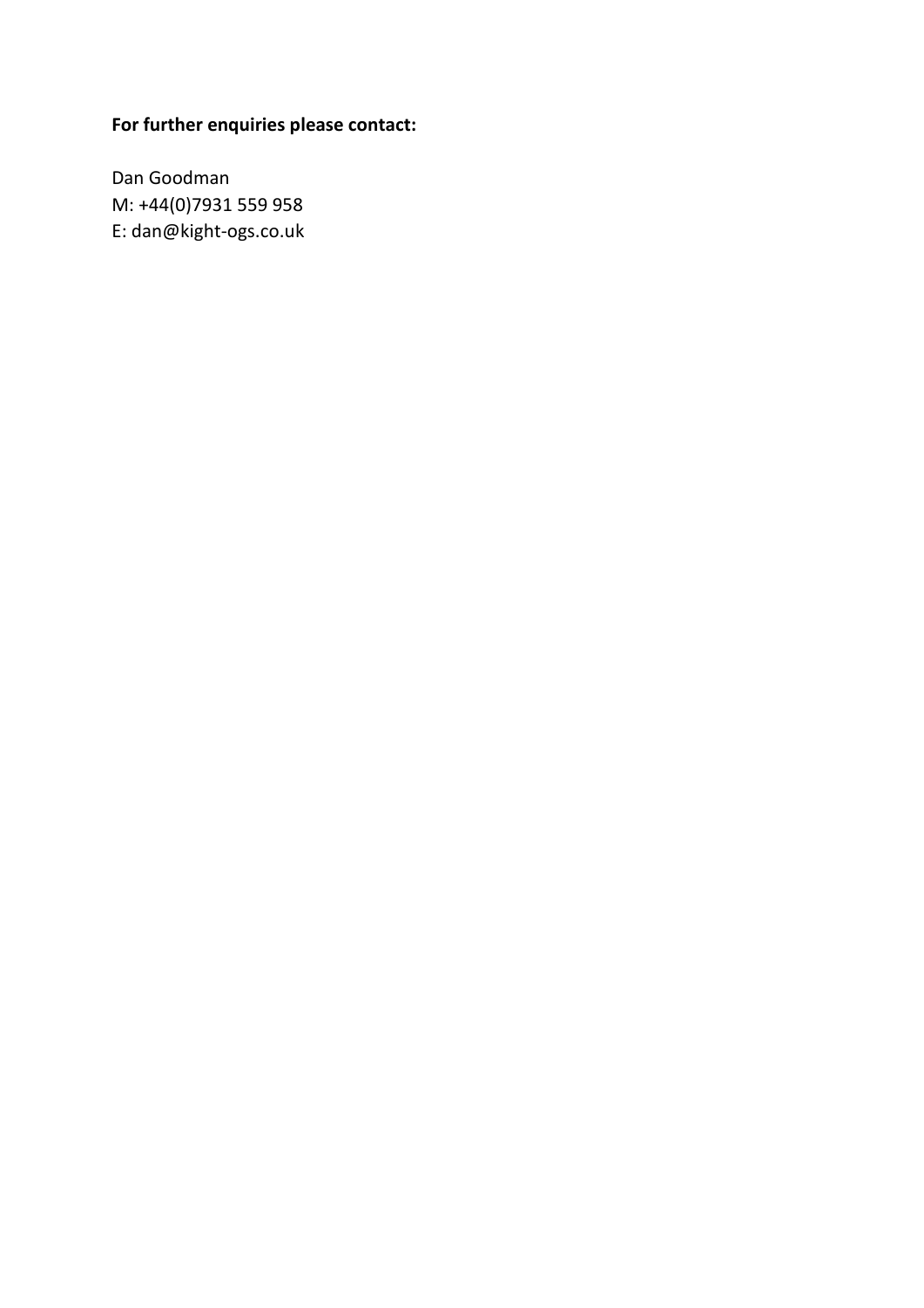**For further enquiries please contact:**

Dan Goodman
M: +44(0)7931 559 958
E: dan@kight-ogs.co.uk